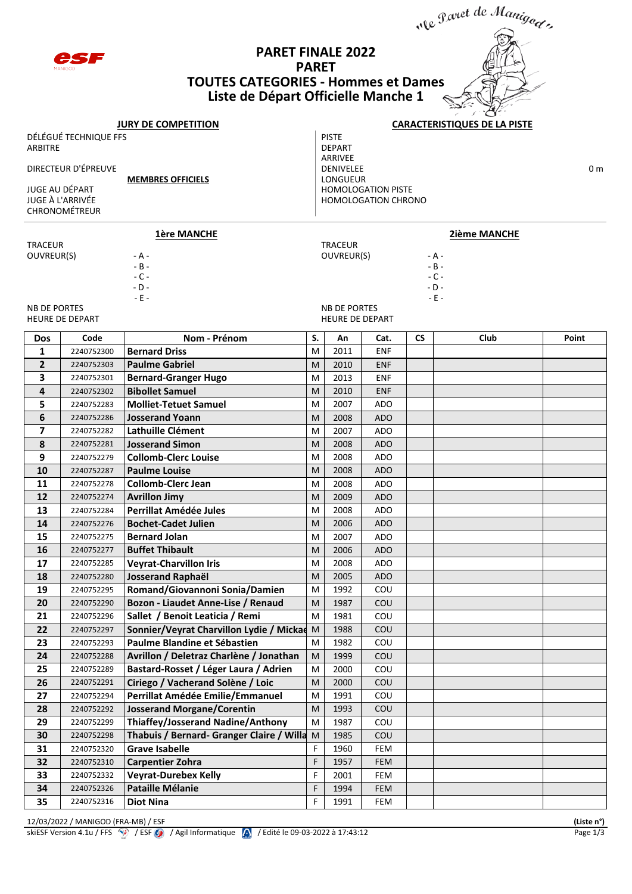# PARET FINALE 2022
# PARET
# TOUTES CATEGORIES - Hommes et Dames
# Liste de Départ Officielle Manche 1

"Le Paret de Manigod"

**JURY DE COMPETITION**

DÉLÉGUÉ TECHNIQUE FFS
ARBITRE

DIRECTEUR D'ÉPREUVE

**MEMBRES OFFICIELS**

JUGE AU DÉPART
JUGE À L'ARRIVÉE
CHRONOMÉTREUR

**CARACTERISTIQUES DE LA PISTE**

PISTE
DEPART
ARRIVEE
DENIVELEE 0 m
LONGUEUR
HOMOLOGATION PISTE
HOMOLOGATION CHRONO

**1ère MANCHE**

TRACEUR
OUVREUR(S) - A -
- B -
- C -
- D -
- E -

NB DE PORTES
HEURE DE DEPART

**2ième MANCHE**

TRACEUR
OUVREUR(S) - A -
- B -
- C -
- D -
- E -

NB DE PORTES
HEURE DE DEPART

| Dos | Code | Nom - Prénom | S. | An | Cat. | CS | Club | Point |
|---|---|---|---|---|---|---|---|---|
| 1 | 2240752300 | Bernard Driss | M | 2011 | ENF | | | |
| 2 | 2240752303 | Paulme Gabriel | M | 2010 | ENF | | | |
| 3 | 2240752301 | Bernard-Granger Hugo | M | 2013 | ENF | | | |
| 4 | 2240752302 | Bibollet Samuel | M | 2010 | ENF | | | |
| 5 | 2240752283 | Molliet-Tetuet Samuel | M | 2007 | ADO | | | |
| 6 | 2240752286 | Josserand Yoann | M | 2008 | ADO | | | |
| 7 | 2240752282 | Lathuille Clément | M | 2007 | ADO | | | |
| 8 | 2240752281 | Josserand Simon | M | 2008 | ADO | | | |
| 9 | 2240752279 | Collomb-Clerc Louise | M | 2008 | ADO | | | |
| 10 | 2240752287 | Paulme Louise | M | 2008 | ADO | | | |
| 11 | 2240752278 | Collomb-Clerc Jean | M | 2008 | ADO | | | |
| 12 | 2240752274 | Avrillon Jimy | M | 2009 | ADO | | | |
| 13 | 2240752284 | Perrillat Amédée Jules | M | 2008 | ADO | | | |
| 14 | 2240752276 | Bochet-Cadet Julien | M | 2006 | ADO | | | |
| 15 | 2240752275 | Bernard Jolan | M | 2007 | ADO | | | |
| 16 | 2240752277 | Buffet Thibault | M | 2006 | ADO | | | |
| 17 | 2240752285 | Veyrat-Charvillon Iris | M | 2008 | ADO | | | |
| 18 | 2240752280 | Josserand Raphaël | M | 2005 | ADO | | | |
| 19 | 2240752295 | Romand/Giovannoni Sonia/Damien | M | 1992 | COU | | | |
| 20 | 2240752290 | Bozon - Liaudet Anne-Lise / Renaud | M | 1987 | COU | | | |
| 21 | 2240752296 | Sallet / Benoit Leaticia / Remi | M | 1981 | COU | | | |
| 22 | 2240752297 | Sonnier/Veyrat Charvillon Lydie / Mickae | M | 1988 | COU | | | |
| 23 | 2240752293 | Paulme Blandine et Sébastien | M | 1982 | COU | | | |
| 24 | 2240752288 | Avrillon / Deletraz Charlène / Jonathan | M | 1999 | COU | | | |
| 25 | 2240752289 | Bastard-Rosset / Léger Laura / Adrien | M | 2000 | COU | | | |
| 26 | 2240752291 | Ciriego / Vacherand Solène / Loic | M | 2000 | COU | | | |
| 27 | 2240752294 | Perrillat Amédée Emilie/Emmanuel | M | 1991 | COU | | | |
| 28 | 2240752292 | Josserand Morgane/Corentin | M | 1993 | COU | | | |
| 29 | 2240752299 | Thiaffey/Josserand Nadine/Anthony | M | 1987 | COU | | | |
| 30 | 2240752298 | Thabuis / Bernard- Granger Claire / Willa | M | 1985 | COU | | | |
| 31 | 2240752320 | Grave Isabelle | F | 1960 | FEM | | | |
| 32 | 2240752310 | Carpentier Zohra | F | 1957 | FEM | | | |
| 33 | 2240752332 | Veyrat-Durebex Kelly | F | 2001 | FEM | | | |
| 34 | 2240752326 | Pataille Mélanie | F | 1994 | FEM | | | |
| 35 | 2240752316 | Diot Nina | F | 1991 | FEM | | | |

12/03/2022 / MANIGOD (FRA-MB) / ESF (Liste n°)
skiESF Version 4.1u / FFS / ESF / Agil Informatique / Edité le 09-03-2022 à 17:43:12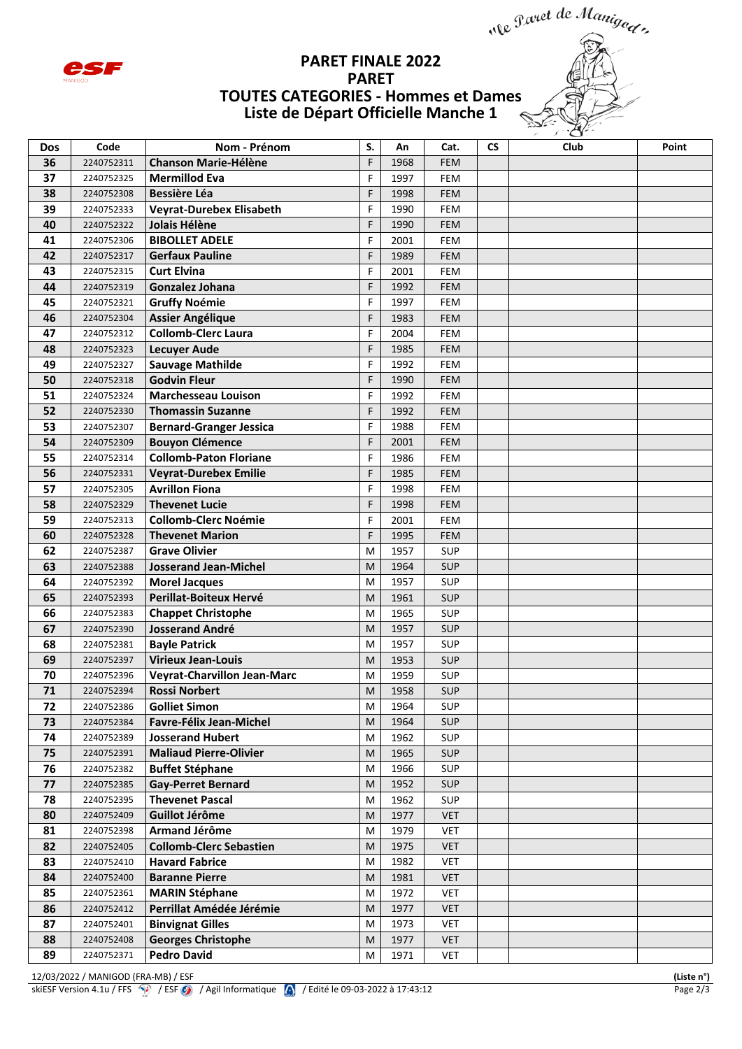"le Paret de Manigod"

# PARET FINALE 2022
## PARET
## TOUTES CATEGORIES - Hommes et Dames
## Liste de Départ Officielle Manche 1

| Dos | Code | Nom - Prénom | S. | An | Cat. | CS | Club | Point |
|---|---|---|---|---|---|---|---|---|
| 36 | 2240752311 | **Chanson Marie-Hélène** | F | 1968 | FEM | | | |
| 37 | 2240752325 | **Mermillod Eva** | F | 1997 | FEM | | | |
| 38 | 2240752308 | **Bessière Léa** | F | 1998 | FEM | | | |
| 39 | 2240752333 | **Veyrat-Durebex Elisabeth** | F | 1990 | FEM | | | |
| 40 | 2240752322 | **Jolais Hélène** | F | 1990 | FEM | | | |
| 41 | 2240752306 | **BIBOLLET ADELE** | F | 2001 | FEM | | | |
| 42 | 2240752317 | **Gerfaux Pauline** | F | 1989 | FEM | | | |
| 43 | 2240752315 | **Curt Elvina** | F | 2001 | FEM | | | |
| 44 | 2240752319 | **Gonzalez Johana** | F | 1992 | FEM | | | |
| 45 | 2240752321 | **Gruffy Noémie** | F | 1997 | FEM | | | |
| 46 | 2240752304 | **Assier Angélique** | F | 1983 | FEM | | | |
| 47 | 2240752312 | **Collomb-Clerc Laura** | F | 2004 | FEM | | | |
| 48 | 2240752323 | **Lecuyer Aude** | F | 1985 | FEM | | | |
| 49 | 2240752327 | **Sauvage Mathilde** | F | 1992 | FEM | | | |
| 50 | 2240752318 | **Godvin Fleur** | F | 1990 | FEM | | | |
| 51 | 2240752324 | **Marchesseau Louison** | F | 1992 | FEM | | | |
| 52 | 2240752330 | **Thomassin Suzanne** | F | 1992 | FEM | | | |
| 53 | 2240752307 | **Bernard-Granger Jessica** | F | 1988 | FEM | | | |
| 54 | 2240752309 | **Bouyon Clémence** | F | 2001 | FEM | | | |
| 55 | 2240752314 | **Collomb-Paton Floriane** | F | 1986 | FEM | | | |
| 56 | 2240752331 | **Veyrat-Durebex Emilie** | F | 1985 | FEM | | | |
| 57 | 2240752305 | **Avrillon Fiona** | F | 1998 | FEM | | | |
| 58 | 2240752329 | **Thevenet Lucie** | F | 1998 | FEM | | | |
| 59 | 2240752313 | **Collomb-Clerc Noémie** | F | 2001 | FEM | | | |
| 60 | 2240752328 | **Thevenet Marion** | F | 1995 | FEM | | | |
| 62 | 2240752387 | **Grave Olivier** | M | 1957 | SUP | | | |
| 63 | 2240752388 | **Josserand Jean-Michel** | M | 1964 | SUP | | | |
| 64 | 2240752392 | **Morel Jacques** | M | 1957 | SUP | | | |
| 65 | 2240752393 | **Perillat-Boiteux Hervé** | M | 1961 | SUP | | | |
| 66 | 2240752383 | **Chappet Christophe** | M | 1965 | SUP | | | |
| 67 | 2240752390 | **Josserand André** | M | 1957 | SUP | | | |
| 68 | 2240752381 | **Bayle Patrick** | M | 1957 | SUP | | | |
| 69 | 2240752397 | **Virieux Jean-Louis** | M | 1953 | SUP | | | |
| 70 | 2240752396 | **Veyrat-Charvillon Jean-Marc** | M | 1959 | SUP | | | |
| 71 | 2240752394 | **Rossi Norbert** | M | 1958 | SUP | | | |
| 72 | 2240752386 | **Golliet Simon** | M | 1964 | SUP | | | |
| 73 | 2240752384 | **Favre-Félix Jean-Michel** | M | 1964 | SUP | | | |
| 74 | 2240752389 | **Josserand Hubert** | M | 1962 | SUP | | | |
| 75 | 2240752391 | **Maliaud Pierre-Olivier** | M | 1965 | SUP | | | |
| 76 | 2240752382 | **Buffet Stéphane** | M | 1966 | SUP | | | |
| 77 | 2240752385 | **Gay-Perret Bernard** | M | 1952 | SUP | | | |
| 78 | 2240752395 | **Thevenet Pascal** | M | 1962 | SUP | | | |
| 80 | 2240752409 | **Guillot Jérôme** | M | 1977 | VET | | | |
| 81 | 2240752398 | **Armand Jérôme** | M | 1979 | VET | | | |
| 82 | 2240752405 | **Collomb-Clerc Sebastien** | M | 1975 | VET | | | |
| 83 | 2240752410 | **Havard Fabrice** | M | 1982 | VET | | | |
| 84 | 2240752400 | **Baranne Pierre** | M | 1981 | VET | | | |
| 85 | 2240752361 | **MARIN Stéphane** | M | 1972 | VET | | | |
| 86 | 2240752412 | **Perrillat Amédée Jérémie** | M | 1977 | VET | | | |
| 87 | 2240752401 | **Binvignat Gilles** | M | 1973 | VET | | | |
| 88 | 2240752408 | **Georges Christophe** | M | 1977 | VET | | | |
| 89 | 2240752371 | **Pedro David** | M | 1971 | VET | | | |

12/03/2022 / MANIGOD (FRA-MB) / ESF

skiESF Version 4.1u / FFS / ESF / Agil Informatique / Edité le 09-03-2022 à 17:43:12

**(Liste n°)**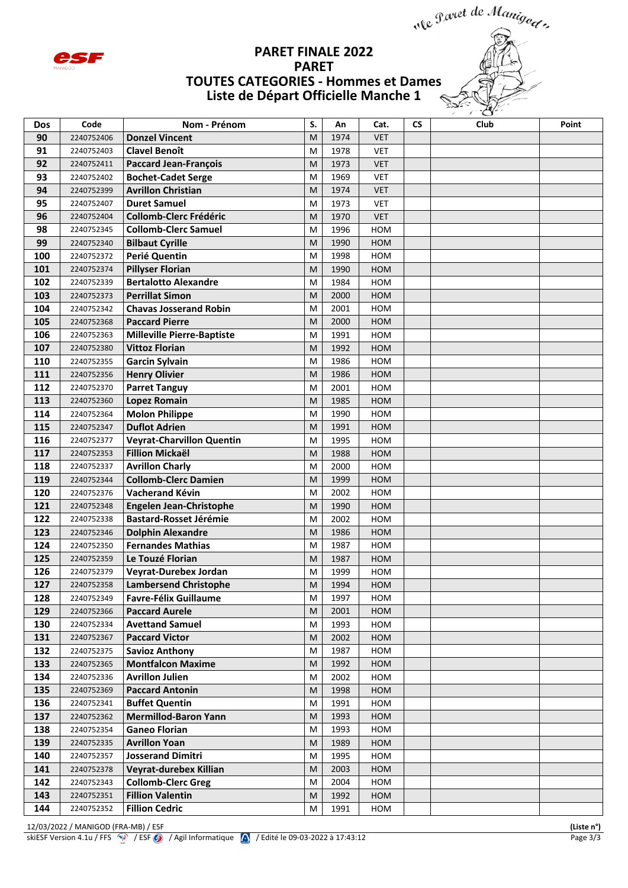# PARET FINALE 2022

## PARET

## TOUTES CATEGORIES - Hommes et Dames

## Liste de Départ Officielle Manche 1

| Dos | Code | Nom - Prénom | S. | An | Cat. | CS | Club | Point |
|---|---|---|---|---|---|---|---|---|
| 90 | 2240752406 | **Donzel Vincent** | M | 1974 | VET | | | |
| 91 | 2240752403 | **Clavel Benoît** | M | 1978 | VET | | | |
| 92 | 2240752411 | **Paccard Jean-François** | M | 1973 | VET | | | |
| 93 | 2240752402 | **Bochet-Cadet Serge** | M | 1969 | VET | | | |
| 94 | 2240752399 | **Avrillon Christian** | M | 1974 | VET | | | |
| 95 | 2240752407 | **Duret Samuel** | M | 1973 | VET | | | |
| 96 | 2240752404 | **Collomb-Clerc Frédéric** | M | 1970 | VET | | | |
| 98 | 2240752345 | **Collomb-Clerc Samuel** | M | 1996 | HOM | | | |
| 99 | 2240752340 | **Bilbaut Cyrille** | M | 1990 | HOM | | | |
| 100 | 2240752372 | **Perié Quentin** | M | 1998 | HOM | | | |
| 101 | 2240752374 | **Pillyser Florian** | M | 1990 | HOM | | | |
| 102 | 2240752339 | **Bertalotto Alexandre** | M | 1984 | HOM | | | |
| 103 | 2240752373 | **Perrillat Simon** | M | 2000 | HOM | | | |
| 104 | 2240752342 | **Chavas Josserand Robin** | M | 2001 | HOM | | | |
| 105 | 2240752368 | **Paccard Pierre** | M | 2000 | HOM | | | |
| 106 | 2240752363 | **Milleville Pierre-Baptiste** | M | 1991 | HOM | | | |
| 107 | 2240752380 | **Vittoz Florian** | M | 1992 | HOM | | | |
| 110 | 2240752355 | **Garcin Sylvain** | M | 1986 | HOM | | | |
| 111 | 2240752356 | **Henry Olivier** | M | 1986 | HOM | | | |
| 112 | 2240752370 | **Parret Tanguy** | M | 2001 | HOM | | | |
| 113 | 2240752360 | **Lopez Romain** | M | 1985 | HOM | | | |
| 114 | 2240752364 | **Molon Philippe** | M | 1990 | HOM | | | |
| 115 | 2240752347 | **Duflot Adrien** | M | 1991 | HOM | | | |
| 116 | 2240752377 | **Veyrat-Charvillon Quentin** | M | 1995 | HOM | | | |
| 117 | 2240752353 | **Fillion Mickaël** | M | 1988 | HOM | | | |
| 118 | 2240752337 | **Avrillon Charly** | M | 2000 | HOM | | | |
| 119 | 2240752344 | **Collomb-Clerc Damien** | M | 1999 | HOM | | | |
| 120 | 2240752376 | **Vacherand Kévin** | M | 2002 | HOM | | | |
| 121 | 2240752348 | **Engelen Jean-Christophe** | M | 1990 | HOM | | | |
| 122 | 2240752338 | **Bastard-Rosset Jérémie** | M | 2002 | HOM | | | |
| 123 | 2240752346 | **Dolphin Alexandre** | M | 1986 | HOM | | | |
| 124 | 2240752350 | **Fernandes Mathias** | M | 1987 | HOM | | | |
| 125 | 2240752359 | **Le Touzé Florian** | M | 1987 | HOM | | | |
| 126 | 2240752379 | **Veyrat-Durebex Jordan** | M | 1999 | HOM | | | |
| 127 | 2240752358 | **Lambersend Christophe** | M | 1994 | HOM | | | |
| 128 | 2240752349 | **Favre-Félix Guillaume** | M | 1997 | HOM | | | |
| 129 | 2240752366 | **Paccard Aurele** | M | 2001 | HOM | | | |
| 130 | 2240752334 | **Avettand Samuel** | M | 1993 | HOM | | | |
| 131 | 2240752367 | **Paccard Victor** | M | 2002 | HOM | | | |
| 132 | 2240752375 | **Savioz Anthony** | M | 1987 | HOM | | | |
| 133 | 2240752365 | **Montfalcon Maxime** | M | 1992 | HOM | | | |
| 134 | 2240752336 | **Avrillon Julien** | M | 2002 | HOM | | | |
| 135 | 2240752369 | **Paccard Antonin** | M | 1998 | HOM | | | |
| 136 | 2240752341 | **Buffet Quentin** | M | 1991 | HOM | | | |
| 137 | 2240752362 | **Mermillod-Baron Yann** | M | 1993 | HOM | | | |
| 138 | 2240752354 | **Ganeo Florian** | M | 1993 | HOM | | | |
| 139 | 2240752335 | **Avrillon Yoan** | M | 1989 | HOM | | | |
| 140 | 2240752357 | **Josserand Dimitri** | M | 1995 | HOM | | | |
| 141 | 2240752378 | **Veyrat-durebex Killian** | M | 2003 | HOM | | | |
| 142 | 2240752343 | **Collomb-Clerc Greg** | M | 2004 | HOM | | | |
| 143 | 2240752351 | **Fillion Valentin** | M | 1992 | HOM | | | |
| 144 | 2240752352 | **Fillion Cedric** | M | 1991 | HOM | | | |

12/03/2022 / MANIGOD (FRA-MB) / ESF

skiESF Version 4.1u / FFS / ESF / Agil Informatique / Edité le 09-03-2022 à 17:43:12

**(Liste n°)**